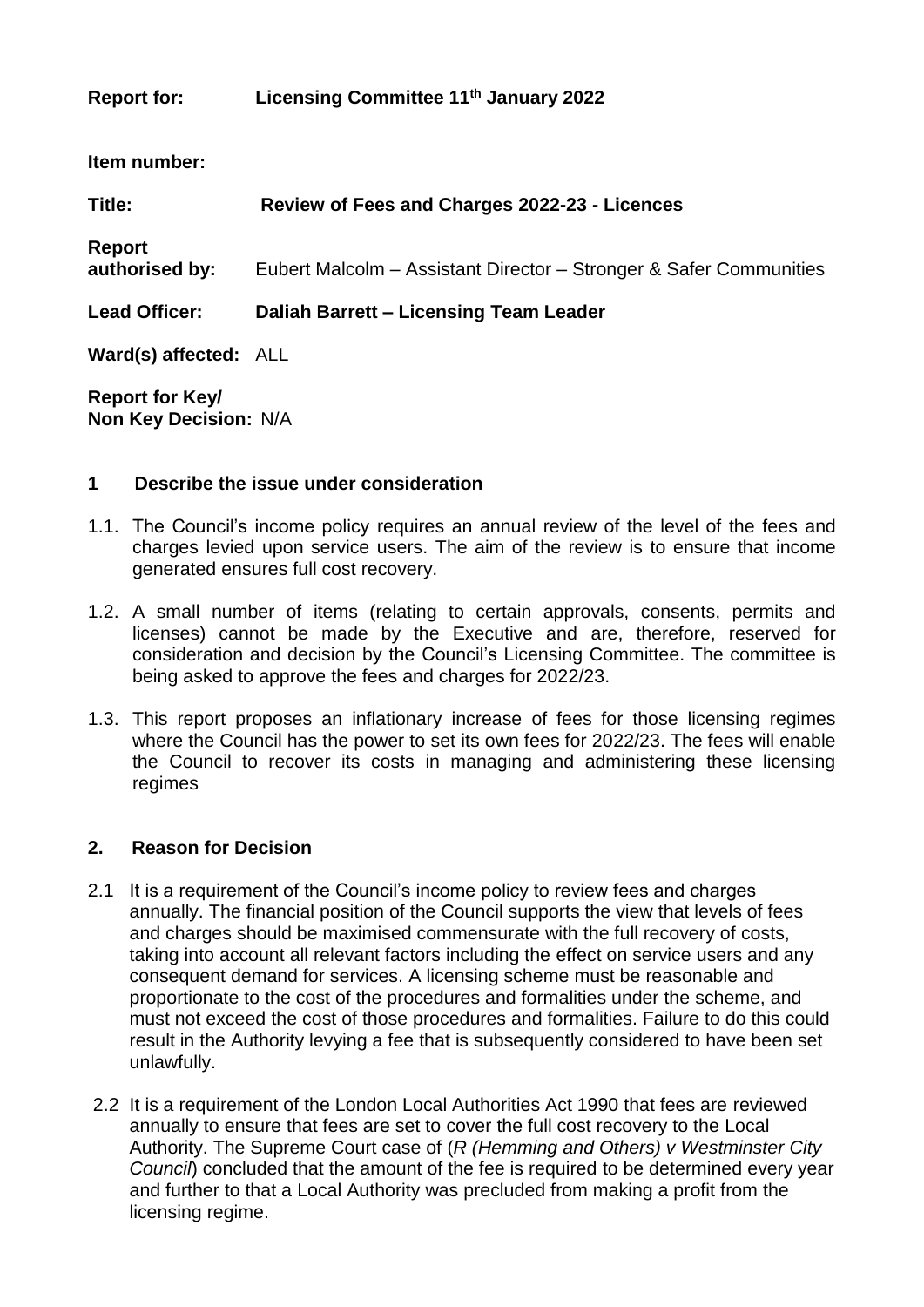**Report for:** **Licensing Committee 11th January 2022**

**Item number:**

**Title:** **Review of Fees and Charges 2022-23 - Licences**

**Report authorised by:** Eubert Malcolm – Assistant Director – Stronger & Safer Communities

**Lead Officer:** **Daliah Barrett – Licensing Team Leader**

**Ward(s) affected:** ALL

**Report for Key/ Non Key Decision:** N/A

## 1 Describe the issue under consideration

1.1. The Council's income policy requires an annual review of the level of the fees and charges levied upon service users. The aim of the review is to ensure that income generated ensures full cost recovery.

1.2. A small number of items (relating to certain approvals, consents, permits and licenses) cannot be made by the Executive and are, therefore, reserved for consideration and decision by the Council's Licensing Committee. The committee is being asked to approve the fees and charges for 2022/23.

1.3. This report proposes an inflationary increase of fees for those licensing regimes where the Council has the power to set its own fees for 2022/23. The fees will enable the Council to recover its costs in managing and administering these licensing regimes

## 2. Reason for Decision

2.1 It is a requirement of the Council's income policy to review fees and charges annually. The financial position of the Council supports the view that levels of fees and charges should be maximised commensurate with the full recovery of costs, taking into account all relevant factors including the effect on service users and any consequent demand for services. A licensing scheme must be reasonable and proportionate to the cost of the procedures and formalities under the scheme, and must not exceed the cost of those procedures and formalities. Failure to do this could result in the Authority levying a fee that is subsequently considered to have been set unlawfully.

2.2 It is a requirement of the London Local Authorities Act 1990 that fees are reviewed annually to ensure that fees are set to cover the full cost recovery to the Local Authority. The Supreme Court case of (*R (Hemming and Others) v Westminster City Council*) concluded that the amount of the fee is required to be determined every year and further to that a Local Authority was precluded from making a profit from the licensing regime.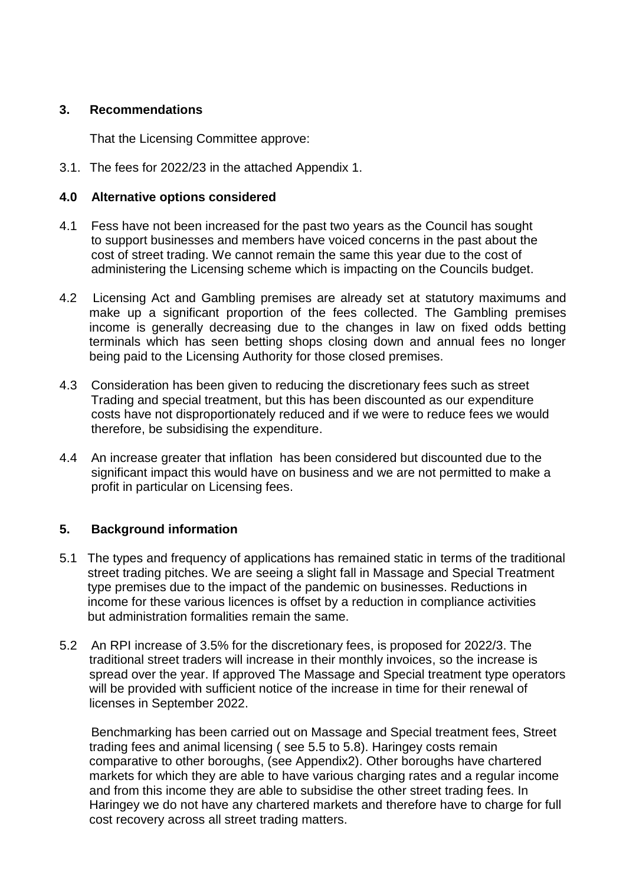## 3. Recommendations

That the Licensing Committee approve:

3.1. The fees for 2022/23 in the attached Appendix 1.

## 4.0 Alternative options considered

4.1 Fess have not been increased for the past two years as the Council has sought to support businesses and members have voiced concerns in the past about the cost of street trading. We cannot remain the same this year due to the cost of administering the Licensing scheme which is impacting on the Councils budget.

4.2 Licensing Act and Gambling premises are already set at statutory maximums and make up a significant proportion of the fees collected. The Gambling premises income is generally decreasing due to the changes in law on fixed odds betting terminals which has seen betting shops closing down and annual fees no longer being paid to the Licensing Authority for those closed premises.

4.3 Consideration has been given to reducing the discretionary fees such as street Trading and special treatment, but this has been discounted as our expenditure costs have not disproportionately reduced and if we were to reduce fees we would therefore, be subsidising the expenditure.

4.4 An increase greater that inflation has been considered but discounted due to the significant impact this would have on business and we are not permitted to make a profit in particular on Licensing fees.

## 5. Background information

5.1 The types and frequency of applications has remained static in terms of the traditional street trading pitches. We are seeing a slight fall in Massage and Special Treatment type premises due to the impact of the pandemic on businesses. Reductions in income for these various licences is offset by a reduction in compliance activities but administration formalities remain the same.

5.2 An RPI increase of 3.5% for the discretionary fees, is proposed for 2022/3. The traditional street traders will increase in their monthly invoices, so the increase is spread over the year. If approved The Massage and Special treatment type operators will be provided with sufficient notice of the increase in time for their renewal of licenses in September 2022.

Benchmarking has been carried out on Massage and Special treatment fees, Street trading fees and animal licensing ( see 5.5 to 5.8). Haringey costs remain comparative to other boroughs, (see Appendix2). Other boroughs have chartered markets for which they are able to have various charging rates and a regular income and from this income they are able to subsidise the other street trading fees. In Haringey we do not have any chartered markets and therefore have to charge for full cost recovery across all street trading matters.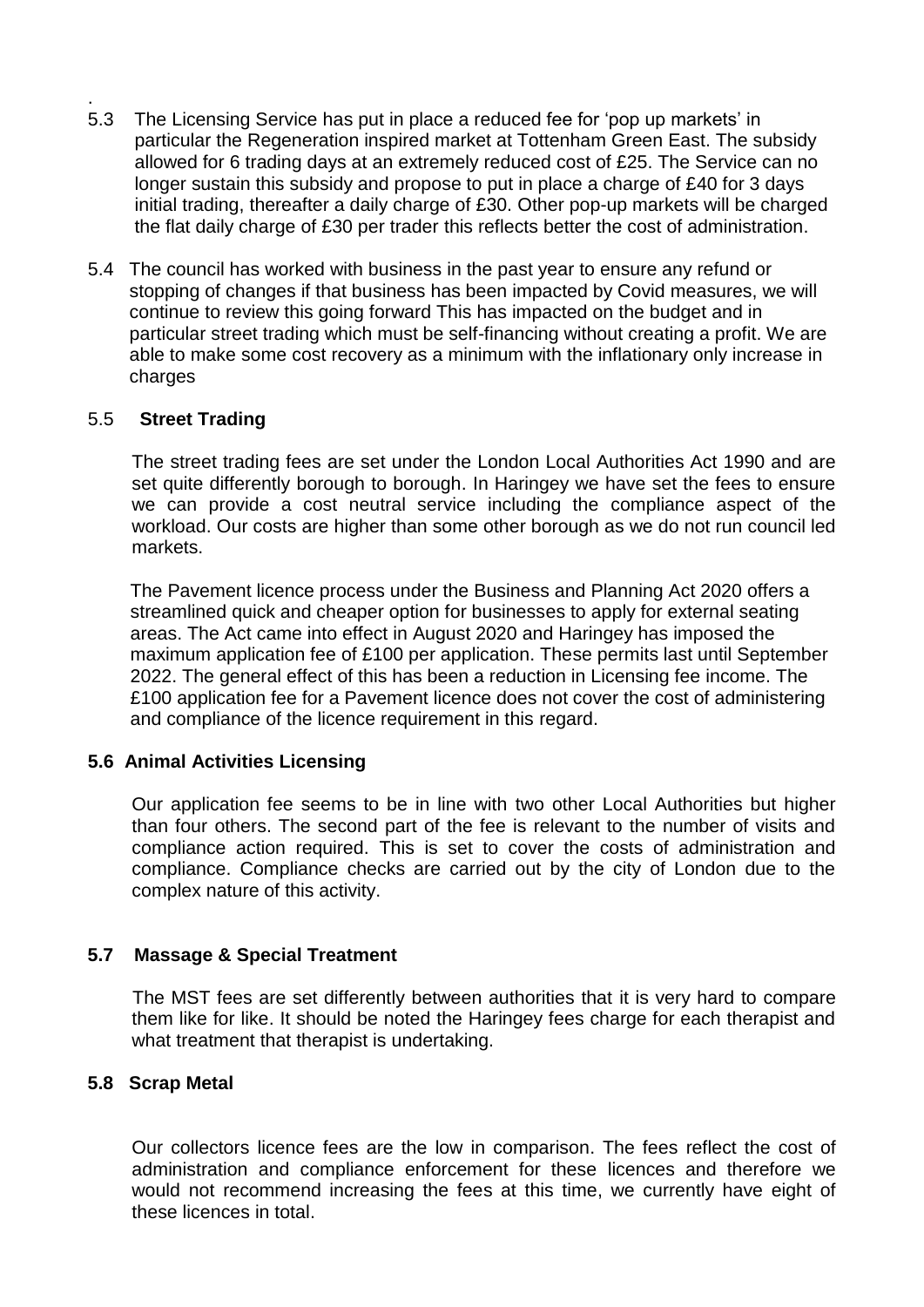.

5.3 The Licensing Service has put in place a reduced fee for 'pop up markets' in particular the Regeneration inspired market at Tottenham Green East. The subsidy allowed for 6 trading days at an extremely reduced cost of £25. The Service can no longer sustain this subsidy and propose to put in place a charge of £40 for 3 days initial trading, thereafter a daily charge of £30. Other pop-up markets will be charged the flat daily charge of £30 per trader this reflects better the cost of administration.

5.4 The council has worked with business in the past year to ensure any refund or stopping of changes if that business has been impacted by Covid measures, we will continue to review this going forward This has impacted on the budget and in particular street trading which must be self-financing without creating a profit. We are able to make some cost recovery as a minimum with the inflationary only increase in charges

5.5 **Street Trading**

The street trading fees are set under the London Local Authorities Act 1990 and are set quite differently borough to borough. In Haringey we have set the fees to ensure we can provide a cost neutral service including the compliance aspect of the workload. Our costs are higher than some other borough as we do not run council led markets.

The Pavement licence process under the Business and Planning Act 2020 offers a streamlined quick and cheaper option for businesses to apply for external seating areas. The Act came into effect in August 2020 and Haringey has imposed the maximum application fee of £100 per application. These permits last until September 2022. The general effect of this has been a reduction in Licensing fee income. The £100 application fee for a Pavement licence does not cover the cost of administering and compliance of the licence requirement in this regard.

**5.6 Animal Activities Licensing**

Our application fee seems to be in line with two other Local Authorities but higher than four others. The second part of the fee is relevant to the number of visits and compliance action required. This is set to cover the costs of administration and compliance. Compliance checks are carried out by the city of London due to the complex nature of this activity.

**5.7 Massage & Special Treatment**

The MST fees are set differently between authorities that it is very hard to compare them like for like. It should be noted the Haringey fees charge for each therapist and what treatment that therapist is undertaking.

**5.8 Scrap Metal**

Our collectors licence fees are the low in comparison. The fees reflect the cost of administration and compliance enforcement for these licences and therefore we would not recommend increasing the fees at this time, we currently have eight of these licences in total.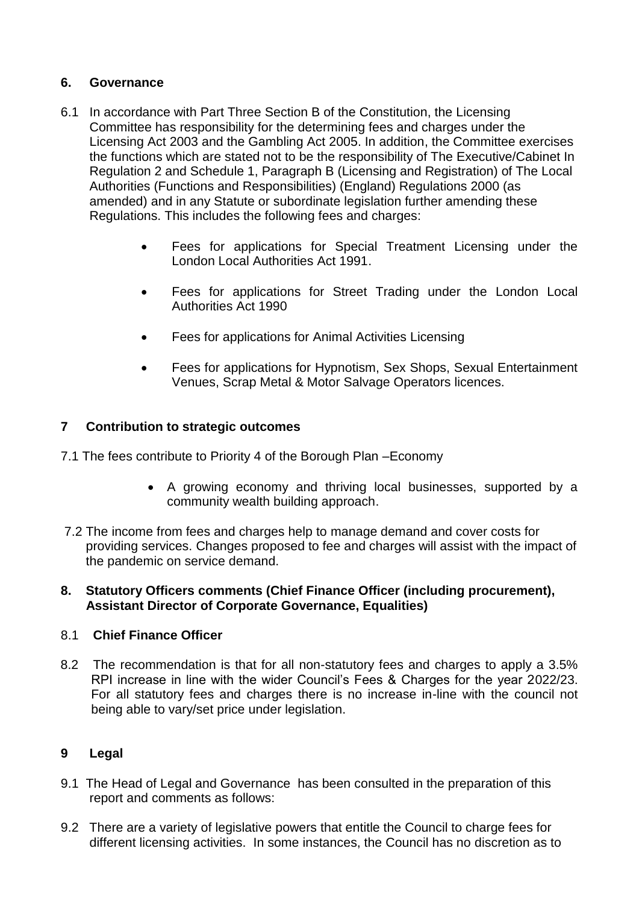## 6. Governance

6.1 In accordance with Part Three Section B of the Constitution, the Licensing Committee has responsibility for the determining fees and charges under the Licensing Act 2003 and the Gambling Act 2005. In addition, the Committee exercises the functions which are stated not to be the responsibility of The Executive/Cabinet In Regulation 2 and Schedule 1, Paragraph B (Licensing and Registration) of The Local Authorities (Functions and Responsibilities) (England) Regulations 2000 (as amended) and in any Statute or subordinate legislation further amending these Regulations. This includes the following fees and charges:

- Fees for applications for Special Treatment Licensing under the London Local Authorities Act 1991.
- Fees for applications for Street Trading under the London Local Authorities Act 1990
- Fees for applications for Animal Activities Licensing
- Fees for applications for Hypnotism, Sex Shops, Sexual Entertainment Venues, Scrap Metal & Motor Salvage Operators licences.

## 7 Contribution to strategic outcomes

7.1 The fees contribute to Priority 4 of the Borough Plan –Economy

- A growing economy and thriving local businesses, supported by a community wealth building approach.

7.2 The income from fees and charges help to manage demand and cover costs for providing services. Changes proposed to fee and charges will assist with the impact of the pandemic on service demand.

## 8. Statutory Officers comments (Chief Finance Officer (including procurement), Assistant Director of Corporate Governance, Equalities)

### 8.1 Chief Finance Officer

8.2 The recommendation is that for all non-statutory fees and charges to apply a 3.5% RPI increase in line with the wider Council's Fees & Charges for the year 2022/23. For all statutory fees and charges there is no increase in-line with the council not being able to vary/set price under legislation.

## 9 Legal

9.1 The Head of Legal and Governance has been consulted in the preparation of this report and comments as follows:

9.2 There are a variety of legislative powers that entitle the Council to charge fees for different licensing activities. In some instances, the Council has no discretion as to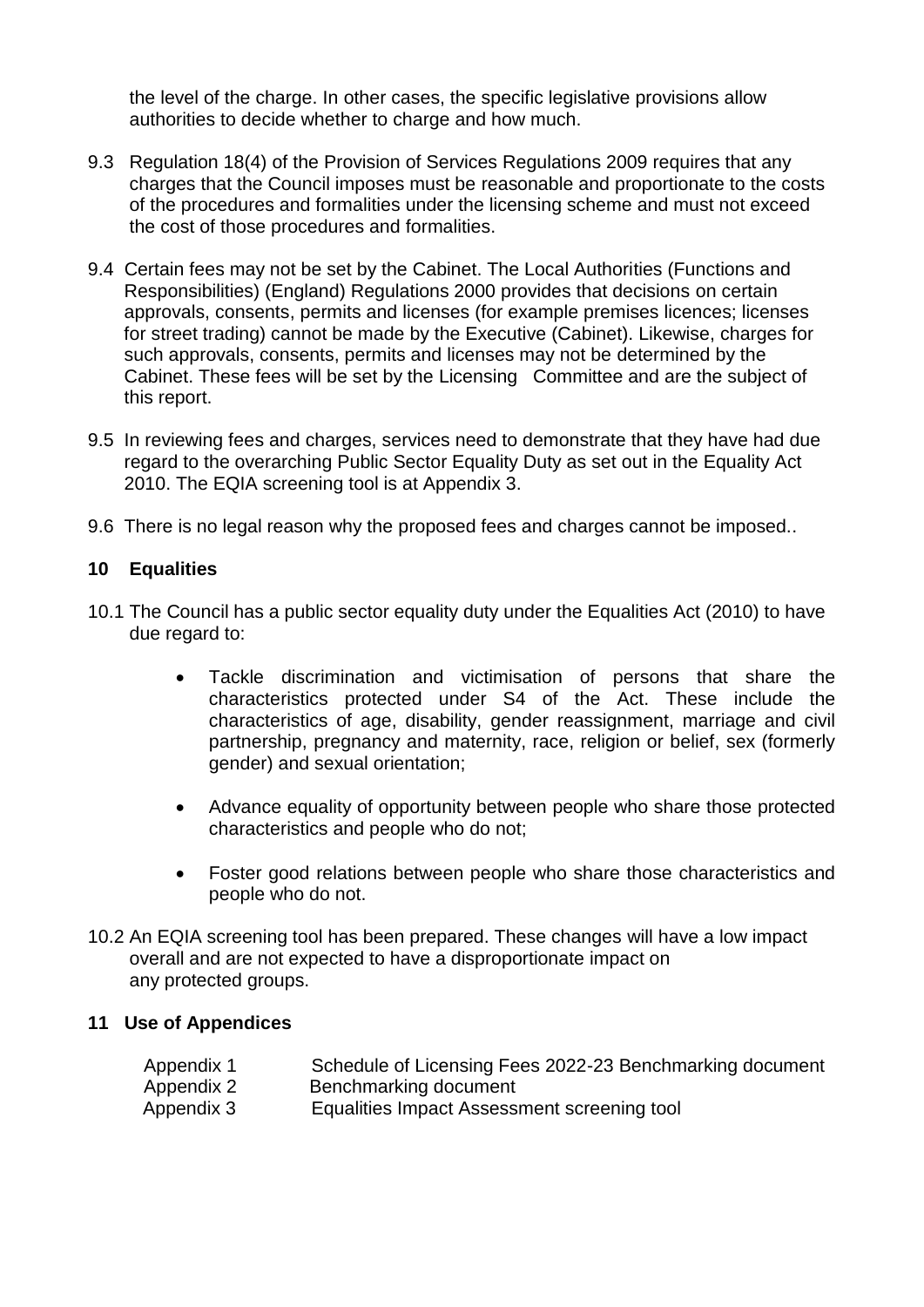the level of the charge. In other cases, the specific legislative provisions allow authorities to decide whether to charge and how much.

9.3 Regulation 18(4) of the Provision of Services Regulations 2009 requires that any charges that the Council imposes must be reasonable and proportionate to the costs of the procedures and formalities under the licensing scheme and must not exceed the cost of those procedures and formalities.

9.4 Certain fees may not be set by the Cabinet. The Local Authorities (Functions and Responsibilities) (England) Regulations 2000 provides that decisions on certain approvals, consents, permits and licenses (for example premises licences; licenses for street trading) cannot be made by the Executive (Cabinet). Likewise, charges for such approvals, consents, permits and licenses may not be determined by the Cabinet. These fees will be set by the Licensing Committee and are the subject of this report.

9.5 In reviewing fees and charges, services need to demonstrate that they have had due regard to the overarching Public Sector Equality Duty as set out in the Equality Act 2010. The EQIA screening tool is at Appendix 3.

9.6 There is no legal reason why the proposed fees and charges cannot be imposed..

## 10 Equalities

10.1 The Council has a public sector equality duty under the Equalities Act (2010) to have due regard to:

- Tackle discrimination and victimisation of persons that share the characteristics protected under S4 of the Act. These include the characteristics of age, disability, gender reassignment, marriage and civil partnership, pregnancy and maternity, race, religion or belief, sex (formerly gender) and sexual orientation;

- Advance equality of opportunity between people who share those protected characteristics and people who do not;

- Foster good relations between people who share those characteristics and people who do not.

10.2 An EQIA screening tool has been prepared. These changes will have a low impact overall and are not expected to have a disproportionate impact on any protected groups.

## 11 Use of Appendices

| | |
|---|---|
| Appendix 1 | Schedule of Licensing Fees 2022-23 Benchmarking document |
| Appendix 2 | Benchmarking document |
| Appendix 3 | Equalities Impact Assessment screening tool |